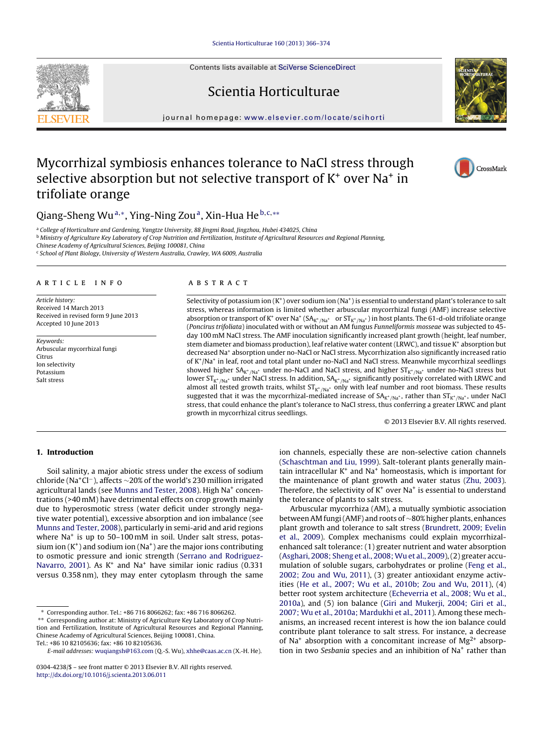# Mycorrhizal symbiosis enhances tolerance to NaCl stress through selective absorption but not selective transport of $K^+$ over $Na^+$ in trifoliate orange

Qiang-Sheng Wu[a,*], Ying-Ning Zou[a], Xin-Hua He[b,c,**]

[a] College of Horticulture and Gardening, Yangtze University, 88 Jingmi Road, Jingzhou, Hubei 434025, China

[b] Ministry of Agriculture Key Laboratory of Crop Nutrition and Fertilization, Institute of Agricultural Resources and Regional Planning, Chinese Academy of Agricultural Sciences, Beijing 100081, China

[c] School of Plant Biology, University of Western Australia, Crawley, WA 6009, Australia

## ARTICLE INFO

*Article history:*
Received 14 March 2013
Received in revised form 9 June 2013
Accepted 10 June 2013

*Keywords:*
Arbuscular mycorrhizal fungi
Citrus
Ion selectivity
Potassium
Salt stress

## ABSTRACT

Selectivity of potassium ion ($K^+$) over sodium ion ($Na^+$) is essential to understand plant's tolerance to salt stress, whereas information is limited whether arbuscular mycorrhizal fungi (AMF) increase selective absorption or transport of $K^+$ over $Na^+$ ($SA_{K^+/Na^+}$ or $ST_{K^+/Na^+}$) in host plants. The 61-d-old trifoliate orange (*Poncirus trifoliata*) inoculated with or without an AM fungus *Funneliformis mosseae* was subjected to 45-day 100 mM NaCl stress. The AMF inoculation significantly increased plant growth (height, leaf number, stem diameter and biomass production), leaf relative water content (LRWC), and tissue $K^+$ absorption but decreased $Na^+$ absorption under no-NaCl or NaCl stress. Mycorrhization also significantly increased ratio of $K^+/Na^+$ in leaf, root and total plant under no-NaCl and NaCl stress. Meanwhile mycorrhizal seedlings showed higher $SA_{K^+/Na^+}$ under no-NaCl and NaCl stress, and higher $ST_{K^+/Na^+}$ under no-NaCl stress but lower $ST_{K^+/Na^+}$ under NaCl stress. In addition, $SA_{K^+/Na^+}$ significantly positively correlated with LRWC and almost all tested growth traits, whilst $ST_{K^+/Na^+}$ only with leaf number and root biomass. These results suggested that it was the mycorrhizal-mediated increase of $SA_{K^+/Na^+}$, rather than $ST_{K^+/Na^+}$, under NaCl stress, that could enhance the plant's tolerance to NaCl stress, thus conferring a greater LRWC and plant growth in mycorrhizal citrus seedlings.

© 2013 Elsevier B.V. All rights reserved.

## 1. Introduction

Soil salinity, a major abiotic stress under the excess of sodium chloride ($Na^+Cl^-$), affects ~20% of the world's 230 million irrigated agricultural lands (see Munns and Tester, 2008). High $Na^+$ concentrations (>40 mM) have detrimental effects on crop growth mainly due to hyperosmotic stress (water deficit under strongly negative water potential), excessive absorption and ion imbalance (see Munns and Tester, 2008), particularly in semi-arid and arid regions where $Na^+$ is up to 50–100 mM in soil. Under salt stress, potassium ion ($K^+$) and sodium ion ($Na^+$) are the major ions contributing to osmotic pressure and ionic strength (Serrano and Rodriguez-Navarro, 2001). As $K^+$ and $Na^+$ have similar ionic radius (0.331 versus 0.358 nm), they may enter cytoplasm through the same ion channels, especially these are non-selective cation channels (Schaschtman and Liu, 1999). Salt-tolerant plants generally maintain intracellular $K^+$ and $Na^+$ homeostasis, which is important for the maintenance of plant growth and water status (Zhu, 2003). Therefore, the selectivity of $K^+$ over $Na^+$ is essential to understand the tolerance of plants to salt stress.

Arbuscular mycorrhiza (AM), a mutually symbiotic association between AM fungi (AMF) and roots of ~80% higher plants, enhances plant growth and tolerance to salt stress (Brundrett, 2009; Evelin et al., 2009). Complex mechanisms could explain mycorrhizal-enhanced salt tolerance: (1) greater nutrient and water absorption (Asghari, 2008; Sheng et al., 2008; Wu et al., 2009), (2) greater accumulation of soluble sugars, carbohydrates or proline (Feng et al., 2002; Zou and Wu, 2011), (3) greater antioxidant enzyme activities (He et al., 2007; Wu et al., 2010b; Zou and Wu, 2011), (4) better root system architecture (Echeverria et al., 2008; Wu et al., 2010a), and (5) ion balance (Giri and Mukerji, 2004; Giri et al., 2007; Wu et al., 2010a; Mardukhi et al., 2011). Among these mechanisms, an increased recent interest is how the ion balance could contribute plant tolerance to salt stress. For instance, a decrease of $Na^+$ absorption with a concomitant increase of $Mg^{2+}$ absorption in two *Sesbania* species and an inhibition of $Na^+$ rather than

\* Corresponding author. Tel.: +86 716 8066262; fax: +86 716 8066262.
\*\* Corresponding author at: Ministry of Agriculture Key Laboratory of Crop Nutrition and Fertilization, Institute of Agricultural Resources and Regional Planning, Chinese Academy of Agricultural Sciences, Beijing 100081, China. Tel.: +86 10 82105636; fax: +86 10 82105636.
*E-mail addresses:* wuqiangsh@163.com (Q.-S. Wu), xhhe@caas.ac.cn (X.-H. He).

0304-4238/$ – see front matter © 2013 Elsevier B.V. All rights reserved.
http://dx.doi.org/10.1016/j.scienta.2013.06.011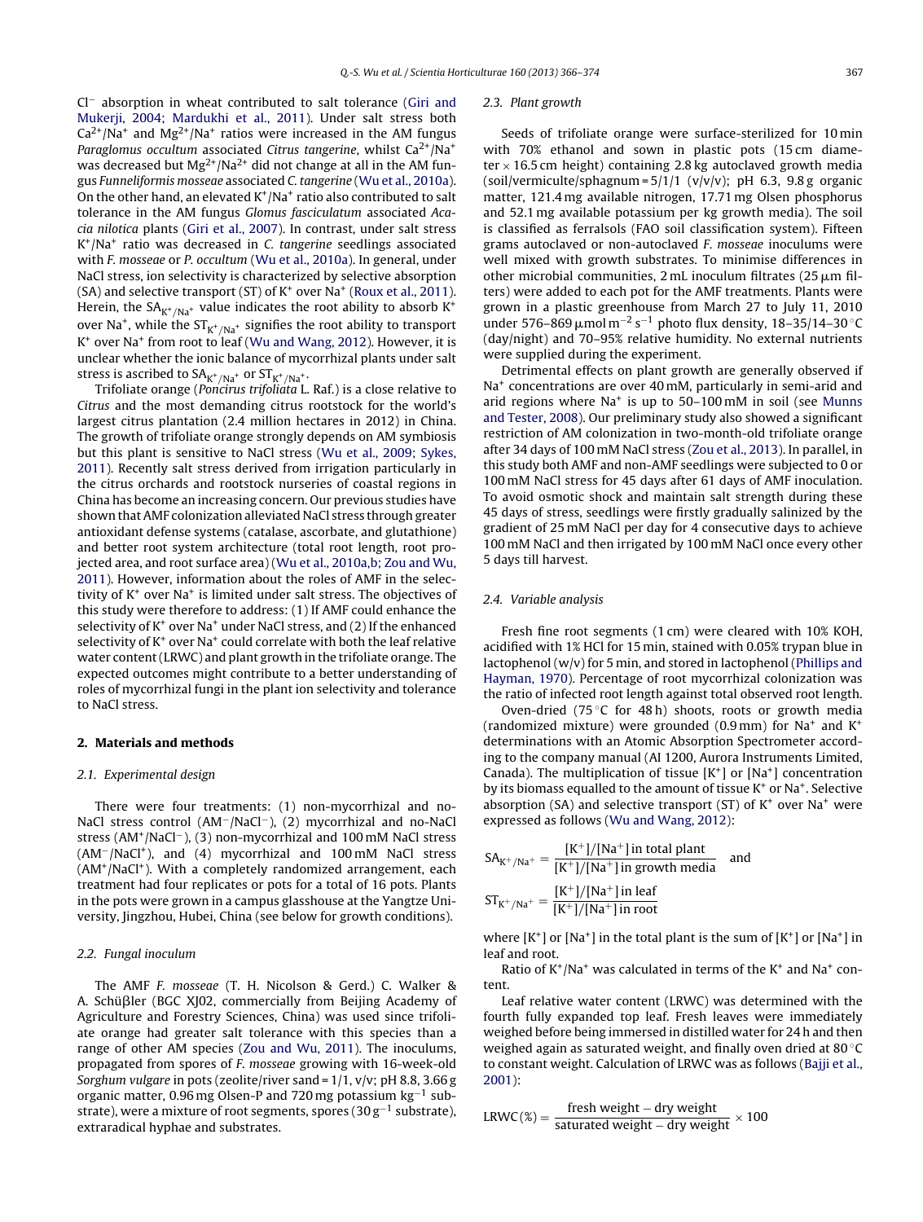$Cl^-$ absorption in wheat contributed to salt tolerance (Giri and Mukerji, 2004; Mardukhi et al., 2011). Under salt stress both $Ca^{2+}/Na^+$ and $Mg^{2+}/Na^+$ ratios were increased in the AM fungus *Paraglomus occultum* associated *Citrus tangerine*, whilst $Ca^{2+}/Na^+$ was decreased but $Mg^{2+}/Na^{2+}$ did not change at all in the AM fungus *Funneliformis mosseae* associated *C. tangerine* (Wu et al., 2010a). On the other hand, an elevated $K^+/Na^+$ ratio also contributed to salt tolerance in the AM fungus *Glomus fasciculatum* associated *Acacia nilotica* plants (Giri et al., 2007). In contrast, under salt stress $K^+/Na^+$ ratio was decreased in *C. tangerine* seedlings associated with *F. mosseae* or *P. occultum* (Wu et al., 2010a). In general, under NaCl stress, ion selectivity is characterized by selective absorption (SA) and selective transport (ST) of $K^+$ over $Na^+$ (Roux et al., 2011). Herein, the $SA_{K^+/Na^+}$ value indicates the root ability to absorb $K^+$ over $Na^+$, while the $ST_{K^+/Na^+}$ signifies the root ability to transport $K^+$ over $Na^+$ from root to leaf (Wu and Wang, 2012). However, it is unclear whether the ionic balance of mycorrhizal plants under salt stress is ascribed to $SA_{K^+/Na^+}$ or $ST_{K^+/Na^+}$.

Trifoliate orange (*Poncirus trifoliata* L. Raf.) is a close relative to *Citrus* and the most demanding citrus rootstock for the world's largest citrus plantation (2.4 million hectares in 2012) in China. The growth of trifoliate orange strongly depends on AM symbiosis but this plant is sensitive to NaCl stress (Wu et al., 2009; Sykes, 2011). Recently salt stress derived from irrigation particularly in the citrus orchards and rootstock nurseries of coastal regions in China has become an increasing concern. Our previous studies have shown that AMF colonization alleviated NaCl stress through greater antioxidant defense systems (catalase, ascorbate, and glutathione) and better root system architecture (total root length, root projected area, and root surface area) (Wu et al., 2010a,b; Zou and Wu, 2011). However, information about the roles of AMF in the selectivity of $K^+$ over $Na^+$ is limited under salt stress. The objectives of this study were therefore to address: (1) If AMF could enhance the selectivity of $K^+$ over $Na^+$ under NaCl stress, and (2) If the enhanced selectivity of $K^+$ over $Na^+$ could correlate with both the leaf relative water content (LRWC) and plant growth in the trifoliate orange. The expected outcomes might contribute to a better understanding of roles of mycorrhizal fungi in the plant ion selectivity and tolerance to NaCl stress.

## 2. Materials and methods

### 2.1. Experimental design

There were four treatments: (1) non-mycorrhizal and no-NaCl stress control ($AM^-/NaCl^-$), (2) mycorrhizal and no-NaCl stress ($AM^+/NaCl^-$), (3) non-mycorrhizal and 100 mM NaCl stress ($AM^-/NaCl^+$), and (4) mycorrhizal and 100 mM NaCl stress ($AM^+/NaCl^+$). With a completely randomized arrangement, each treatment had four replicates or pots for a total of 16 pots. Plants in the pots were grown in a campus glasshouse at the Yangtze University, Jingzhou, Hubei, China (see below for growth conditions).

### 2.2. Fungal inoculum

The AMF *F. mosseae* (T. H. Nicolson & Gerd.) C. Walker & A. Schüβler (BGC XJ02, commercially from Beijing Academy of Agriculture and Forestry Sciences, China) was used since trifoliate orange had greater salt tolerance with this species than a range of other AM species (Zou and Wu, 2011). The inoculums, propagated from spores of *F. mosseae* growing with 16-week-old *Sorghum vulgare* in pots (zeolite/river sand = 1/1, v/v; pH 8.8, 3.66 g organic matter, 0.96 mg Olsen-P and 720 mg potassium $kg^{-1}$ substrate), were a mixture of root segments, spores ($30\ g^{-1}$ substrate), extraradical hyphae and substrates.

### 2.3. Plant growth

Seeds of trifoliate orange were surface-sterilized for 10 min with 70% ethanol and sown in plastic pots (15 cm diameter × 16.5 cm height) containing 2.8 kg autoclaved growth media (soil/vermiculte/sphagnum = 5/1/1 (v/v/v); pH 6.3, 9.8 g organic matter, 121.4 mg available nitrogen, 17.71 mg Olsen phosphorus and 52.1 mg available potassium per kg growth media). The soil is classified as ferralsols (FAO soil classification system). Fifteen grams autoclaved or non-autoclaved *F. mosseae* inoculums were well mixed with growth substrates. To minimise differences in other microbial communities, 2 mL inoculum filtrates (25 μm filters) were added to each pot for the AMF treatments. Plants were grown in a plastic greenhouse from March 27 to July 11, 2010 under 576–869 $\mu mol\ m^{-2}\ s^{-1}$ photo flux density, 18–35/14–30 °C (day/night) and 70–95% relative humidity. No external nutrients were supplied during the experiment.

Detrimental effects on plant growth are generally observed if $Na^+$ concentrations are over 40 mM, particularly in semi-arid and arid regions where $Na^+$ is up to 50–100 mM in soil (see Munns and Tester, 2008). Our preliminary study also showed a significant restriction of AM colonization in two-month-old trifoliate orange after 34 days of 100 mM NaCl stress (Zou et al., 2013). In parallel, in this study both AMF and non-AMF seedlings were subjected to 0 or 100 mM NaCl stress for 45 days after 61 days of AMF inoculation. To avoid osmotic shock and maintain salt strength during these 45 days of stress, seedlings were firstly gradually salinized by the gradient of 25 mM NaCl per day for 4 consecutive days to achieve 100 mM NaCl and then irrigated by 100 mM NaCl once every other 5 days till harvest.

### 2.4. Variable analysis

Fresh fine root segments (1 cm) were cleared with 10% KOH, acidified with 1% HCl for 15 min, stained with 0.05% trypan blue in lactophenol (w/v) for 5 min, and stored in lactophenol (Phillips and Hayman, 1970). Percentage of root mycorrhizal colonization was the ratio of infected root length against total observed root length.

Oven-dried (75 °C for 48 h) shoots, roots or growth media (randomized mixture) were grounded (0.9 mm) for $Na^+$ and $K^+$ determinations with an Atomic Absorption Spectrometer according to the company manual (AI 1200, Aurora Instruments Limited, Canada). The multiplication of tissue [$K^+$] or [$Na^+$] concentration by its biomass equalled to the amount of tissue $K^+$ or $Na^+$. Selective absorption (SA) and selective transport (ST) of $K^+$ over $Na^+$ were expressed as follows (Wu and Wang, 2012):

$$SA_{K^+/Na^+} = \frac{[K^+]/[Na^+]\text{ in total plant}}{[K^+]/[Na^+]\text{ in growth media}} \quad \text{and}$$

$$ST_{K^+/Na^+} = \frac{[K^+]/[Na^+]\text{ in leaf}}{[K^+]/[Na^+]\text{ in root}}$$

where [$K^+$] or [$Na^+$] in the total plant is the sum of [$K^+$] or [$Na^+$] in leaf and root.

Ratio of $K^+/Na^+$ was calculated in terms of the $K^+$ and $Na^+$ content.

Leaf relative water content (LRWC) was determined with the fourth fully expanded top leaf. Fresh leaves were immediately weighed before being immersed in distilled water for 24 h and then weighed again as saturated weight, and finally oven dried at 80 °C to constant weight. Calculation of LRWC was as follows (Bajji et al., 2001):

$$LRWC\,(\%) = \frac{\text{fresh weight} - \text{dry weight}}{\text{saturated weight} - \text{dry weight}} \times 100$$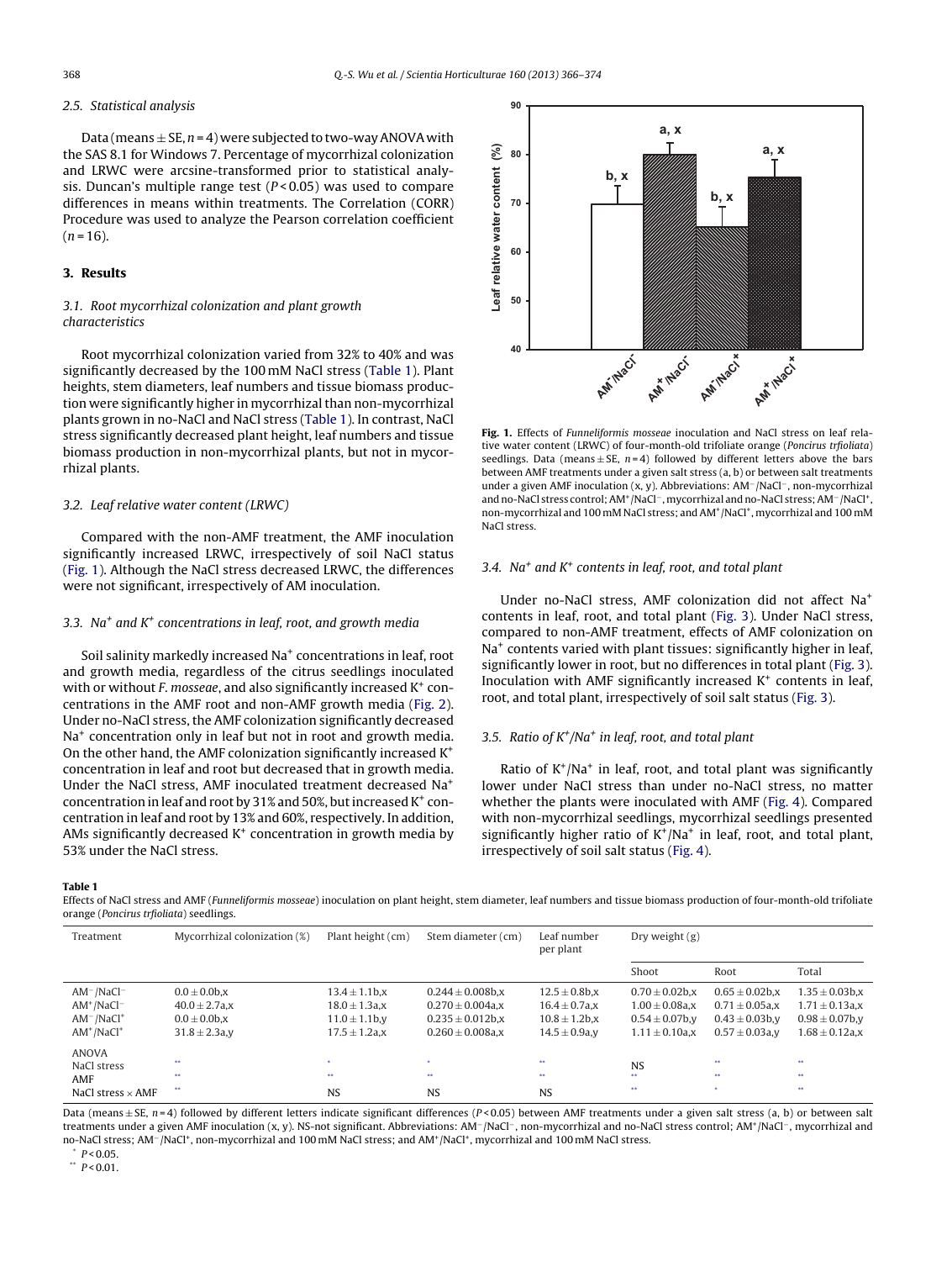### 2.5. Statistical analysis

Data (means ± SE, $n = 4$) were subjected to two-way ANOVA with the SAS 8.1 for Windows 7. Percentage of mycorrhizal colonization and LRWC were arcsine-transformed prior to statistical analysis. Duncan's multiple range test ($P < 0.05$) was used to compare differences in means within treatments. The Correlation (CORR) Procedure was used to analyze the Pearson correlation coefficient ($n = 16$).

## 3. Results

### 3.1. Root mycorrhizal colonization and plant growth characteristics

Root mycorrhizal colonization varied from 32% to 40% and was significantly decreased by the 100 mM NaCl stress (Table 1). Plant heights, stem diameters, leaf numbers and tissue biomass production were significantly higher in mycorrhizal than non-mycorrhizal plants grown in no-NaCl and NaCl stress (Table 1). In contrast, NaCl stress significantly decreased plant height, leaf numbers and tissue biomass production in non-mycorrhizal plants, but not in mycorrhizal plants.

### 3.2. Leaf relative water content (LRWC)

Compared with the non-AMF treatment, the AMF inoculation significantly increased LRWC, irrespectively of soil NaCl status (Fig. 1). Although the NaCl stress decreased LRWC, the differences were not significant, irrespectively of AM inoculation.

### 3.3. $Na^+$ and $K^+$ concentrations in leaf, root, and growth media

Soil salinity markedly increased $Na^+$ concentrations in leaf, root and growth media, regardless of the citrus seedlings inoculated with or without *F. mosseae*, and also significantly increased $K^+$ concentrations in the AMF root and non-AMF growth media (Fig. 2). Under no-NaCl stress, the AMF colonization significantly decreased $Na^+$ concentration only in leaf but not in root and growth media. On the other hand, the AMF colonization significantly increased $K^+$ concentration in leaf and root but decreased that in growth media. Under the NaCl stress, AMF inoculated treatment decreased $Na^+$ concentration in leaf and root by 31% and 50%, but increased $K^+$ concentration in leaf and root by 13% and 60%, respectively. In addition, AMs significantly decreased $K^+$ concentration in growth media by 53% under the NaCl stress.

**Fig. 1.** Effects of *Funneliformis mosseae* inoculation and NaCl stress on leaf relative water content (LRWC) of four-month-old trifoliate orange (*Poncirus trfioliata*) seedlings. Data (means ± SE, $n = 4$) followed by different letters above the bars between AMF treatments under a given salt stress (a, b) or between salt treatments under a given AMF inoculation (x, y). Abbreviations: $AM^-/NaCl^-$, non-mycorrhizal and no-NaCl stress control; $AM^+/NaCl^-$, mycorrhizal and no-NaCl stress; $AM^-/NaCl^+$, non-mycorrhizal and 100 mM NaCl stress; and $AM^+/NaCl^+$, mycorrhizal and 100 mM NaCl stress.

### 3.4. $Na^+$ and $K^+$ contents in leaf, root, and total plant

Under no-NaCl stress, AMF colonization did not affect $Na^+$ contents in leaf, root, and total plant (Fig. 3). Under NaCl stress, compared to non-AMF treatment, effects of AMF colonization on $Na^+$ contents varied with plant tissues: significantly higher in leaf, significantly lower in root, but no differences in total plant (Fig. 3). Inoculation with AMF significantly increased $K^+$ contents in leaf, root, and total plant, irrespectively of soil salt status (Fig. 3).

### 3.5. Ratio of $K^+/Na^+$ in leaf, root, and total plant

Ratio of $K^+/Na^+$ in leaf, root, and total plant was significantly lower under NaCl stress than under no-NaCl stress, no matter whether the plants were inoculated with AMF (Fig. 4). Compared with non-mycorrhizal seedlings, mycorrhizal seedlings presented significantly higher ratio of $K^+/Na^+$ in leaf, root, and total plant, irrespectively of soil salt status (Fig. 4).

**Table 1**
Effects of NaCl stress and AMF (*Funneliformis mosseae*) inoculation on plant height, stem diameter, leaf numbers and tissue biomass production of four-month-old trifoliate orange (*Poncirus trfioliata*) seedlings.

| Treatment | Mycorrhizal colonization (%) | Plant height (cm) | Stem diameter (cm) | Leaf number per plant | Dry weight (g) | | |
|---|---|---|---|---|---|---|---|
| | | | | | Shoot | Root | Total |
| $AM^-/NaCl^-$ | 0.0 ± 0.0b,x | 13.4 ± 1.1b,x | 0.244 ± 0.008b,x | 12.5 ± 0.8b,x | 0.70 ± 0.02b,x | 0.65 ± 0.02b,x | 1.35 ± 0.03b,x |
| $AM^+/NaCl^-$ | 40.0 ± 2.7a,x | 18.0 ± 1.3a,x | 0.270 ± 0.004a,x | 16.4 ± 0.7a,x | 1.00 ± 0.08a,x | 0.71 ± 0.05a,x | 1.71 ± 0.13a,x |
| $AM^-/NaCl^+$ | 0.0 ± 0.0b,x | 11.0 ± 1.1b,y | 0.235 ± 0.012b,x | 10.8 ± 1.2b,x | 0.54 ± 0.07b,y | 0.43 ± 0.03b,y | 0.98 ± 0.07b,y |
| $AM^+/NaCl^+$ | 31.8 ± 2.3a,y | 17.5 ± 1.2a,x | 0.260 ± 0.008a,x | 14.5 ± 0.9a,y | 1.11 ± 0.10a,x | 0.57 ± 0.03a,y | 1.68 ± 0.12a,x |
| ANOVA | | | | | | | |
| NaCl stress | ** | * | * | ** | NS | ** | ** |
| AMF | ** | ** | ** | ** | ** | ** | ** |
| NaCl stress × AMF | ** | NS | NS | NS | ** | * | ** |

Data (means ± SE, $n = 4$) followed by different letters indicate significant differences ($P < 0.05$) between AMF treatments under a given salt stress (a, b) or between salt treatments under a given AMF inoculation (x, y). NS-not significant. Abbreviations: $AM^-/NaCl^-$, non-mycorrhizal and no-NaCl stress control; $AM^+/NaCl^-$, mycorrhizal and no-NaCl stress; $AM^-/NaCl^+$, non-mycorrhizal and 100 mM NaCl stress; and $AM^+/NaCl^+$, mycorrhizal and 100 mM NaCl stress.

\* $P < 0.05$.

\*\* $P < 0.01$.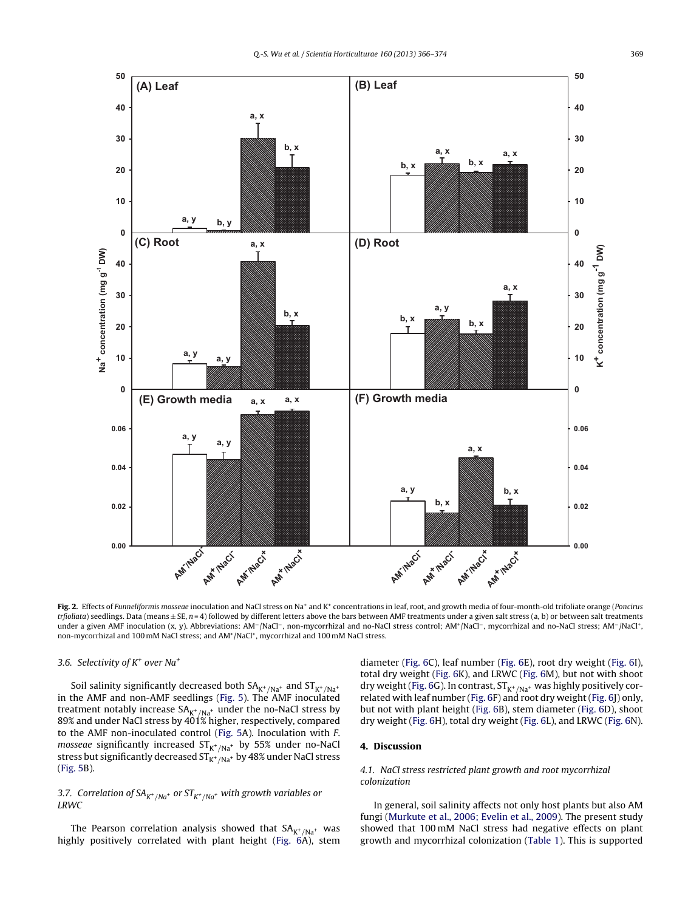**Fig. 2.** Effects of *Funneliformis mosseae* inoculation and NaCl stress on $Na^+$ and $K^+$ concentrations in leaf, root, and growth media of four-month-old trifoliate orange (*Poncirus trfioliata*) seedlings. Data (means ± SE, $n = 4$) followed by different letters above the bars between AMF treatments under a given salt stress (a, b) or between salt treatments under a given AMF inoculation (x, y). Abbreviations: $AM^-/NaCl^-$, non-mycorrhizal and no-NaCl stress control; $AM^+/NaCl^-$, mycorrhizal and no-NaCl stress; $AM^-/NaCl^+$, non-mycorrhizal and 100 mM NaCl stress; and $AM^+/NaCl^+$, mycorrhizal and 100 mM NaCl stress.

### 3.6. Selectivity of $K^+$ over $Na^+$

Soil salinity significantly decreased both $SA_{K^+/Na^+}$ and $ST_{K^+/Na^+}$ in the AMF and non-AMF seedlings (Fig. 5). The AMF inoculated treatment notably increase $SA_{K^+/Na^+}$ under the no-NaCl stress by 89% and under NaCl stress by 401% higher, respectively, compared to the AMF non-inoculated control (Fig. 5A). Inoculation with *F. mosseae* significantly increased $ST_{K^+/Na^+}$ by 55% under no-NaCl stress but significantly decreased $ST_{K^+/Na^+}$ by 48% under NaCl stress (Fig. 5B).

### 3.7. Correlation of $SA_{K^+/Na^+}$ or $ST_{K^+/Na^+}$ with growth variables or LRWC

The Pearson correlation analysis showed that $SA_{K^+/Na^+}$ was highly positively correlated with plant height (Fig. 6A), stem diameter (Fig. 6C), leaf number (Fig. 6E), root dry weight (Fig. 6I), total dry weight (Fig. 6K), and LRWC (Fig. 6M), but not with shoot dry weight (Fig. 6G). In contrast, $ST_{K^+/Na^+}$ was highly positively correlated with leaf number (Fig. 6F) and root dry weight (Fig. 6J) only, but not with plant height (Fig. 6B), stem diameter (Fig. 6D), shoot dry weight (Fig. 6H), total dry weight (Fig. 6L), and LRWC (Fig. 6N).

## 4. Discussion

### 4.1. NaCl stress restricted plant growth and root mycorrhizal colonization

In general, soil salinity affects not only host plants but also AM fungi (Murkute et al., 2006; Evelin et al., 2009). The present study showed that 100 mM NaCl stress had negative effects on plant growth and mycorrhizal colonization (Table 1). This is supported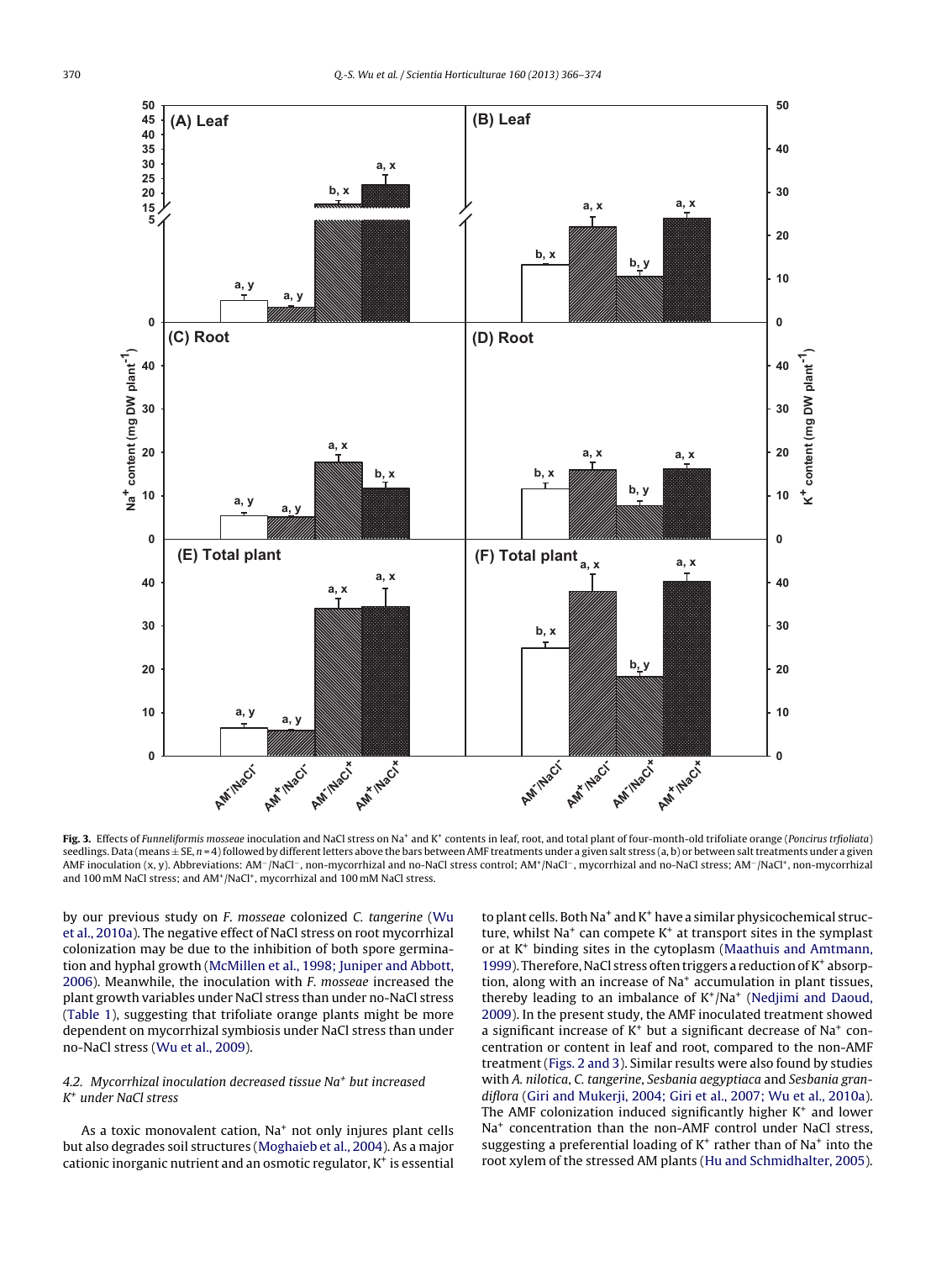**Fig. 3.** Effects of *Funneliformis mosseae* inoculation and NaCl stress on $Na^+$ and $K^+$ contents in leaf, root, and total plant of four-month-old trifoliate orange (*Poncirus trfioliata*) seedlings. Data (means ± SE, $n = 4$) followed by different letters above the bars between AMF treatments under a given salt stress (a, b) or between salt treatments under a given AMF inoculation (x, y). Abbreviations: $AM^-/NaCl^-$, non-mycorrhizal and no-NaCl stress control; $AM^+/NaCl^-$, mycorrhizal and no-NaCl stress; $AM^-/NaCl^+$, non-mycorrhizal and 100 mM NaCl stress; and $AM^+/NaCl^+$, mycorrhizal and 100 mM NaCl stress.

by our previous study on *F. mosseae* colonized *C. tangerine* (Wu et al., 2010a). The negative effect of NaCl stress on root mycorrhizal colonization may be due to the inhibition of both spore germination and hyphal growth (McMillen et al., 1998; Juniper and Abbott, 2006). Meanwhile, the inoculation with *F. mosseae* increased the plant growth variables under NaCl stress than under no-NaCl stress (Table 1), suggesting that trifoliate orange plants might be more dependent on mycorrhizal symbiosis under NaCl stress than under no-NaCl stress (Wu et al., 2009).

### 4.2. Mycorrhizal inoculation decreased tissue $Na^+$ but increased $K^+$ under NaCl stress

As a toxic monovalent cation, $Na^+$ not only injures plant cells but also degrades soil structures (Moghaieb et al., 2004). As a major cationic inorganic nutrient and an osmotic regulator, $K^+$ is essential to plant cells. Both $Na^+$ and $K^+$ have a similar physicochemical structure, whilst $Na^+$ can compete $K^+$ at transport sites in the symplast or at $K^+$ binding sites in the cytoplasm (Maathuis and Amtmann, 1999). Therefore, NaCl stress often triggers a reduction of $K^+$ absorption, along with an increase of $Na^+$ accumulation in plant tissues, thereby leading to an imbalance of $K^+/Na^+$ (Nedjimi and Daoud, 2009). In the present study, the AMF inoculated treatment showed a significant increase of $K^+$ but a significant decrease of $Na^+$ concentration or content in leaf and root, compared to the non-AMF treatment (Figs. 2 and 3). Similar results were also found by studies with *A. nilotica*, *C. tangerine*, *Sesbania aegyptiaca* and *Sesbania grandiflora* (Giri and Mukerji, 2004; Giri et al., 2007; Wu et al., 2010a). The AMF colonization induced significantly higher $K^+$ and lower $Na^+$ concentration than the non-AMF control under NaCl stress, suggesting a preferential loading of $K^+$ rather than of $Na^+$ into the root xylem of the stressed AM plants (Hu and Schmidhalter, 2005).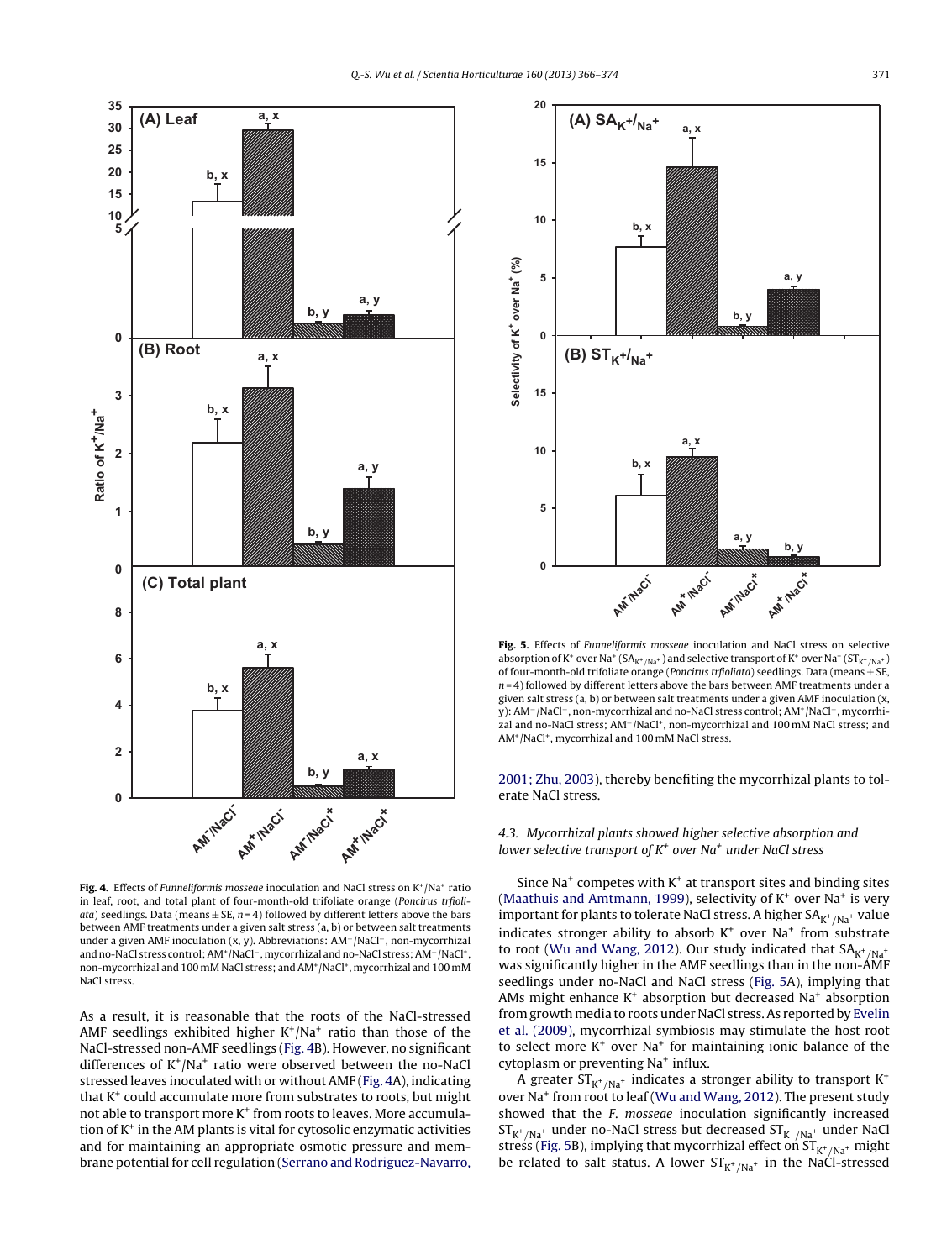**Fig. 4.** Effects of *Funneliformis mosseae* inoculation and NaCl stress on $K^+/Na^+$ ratio in leaf, root, and total plant of four-month-old trifoliate orange (*Poncirus trfoliata*) seedlings. Data (means ± SE, $n = 4$) followed by different letters above the bars between AMF treatments under a given salt stress (a, b) or between salt treatments under a given AMF inoculation (x, y). Abbreviations: $AM^-/NaCl^-$, non-mycorrhizal and no-NaCl stress control; $AM^+/NaCl^-$, mycorrhizal and no-NaCl stress; $AM^-/NaCl^+$, non-mycorrhizal and 100 mM NaCl stress; and $AM^+/NaCl^+$, mycorrhizal and 100 mM NaCl stress.

As a result, it is reasonable that the roots of the NaCl-stressed AMF seedlings exhibited higher $K^+/Na^+$ ratio than those of the NaCl-stressed non-AMF seedlings (Fig. 4B). However, no significant differences of $K^+/Na^+$ ratio were observed between the no-NaCl stressed leaves inoculated with or without AMF (Fig. 4A), indicating that $K^+$ could accumulate more from substrates to roots, but might not able to transport more $K^+$ from roots to leaves. More accumulation of $K^+$ in the AM plants is vital for cytosolic enzymatic activities and for maintaining an appropriate osmotic pressure and membrane potential for cell regulation (Serrano and Rodriguez-Navarro, 2001; Zhu, 2003), thereby benefiting the mycorrhizal plants to tolerate NaCl stress.

**Fig. 5.** Effects of *Funneliformis mosseae* inoculation and NaCl stress on selective absorption of $K^+$ over $Na^+$ ($SA_{K^+/Na^+}$) and selective transport of $K^+$ over $Na^+$ ($ST_{K^+/Na^+}$) of four-month-old trifoliate orange (*Poncirus trfoliata*) seedlings. Data (means ± SE, $n = 4$) followed by different letters above the bars between AMF treatments under a given salt stress (a, b) or between salt treatments under a given AMF inoculation (x, y): $AM^-/NaCl^-$, non-mycorrhizal and no-NaCl stress control; $AM^+/NaCl^-$, mycorrhizal and no-NaCl stress; $AM^-/NaCl^+$, non-mycorrhizal and 100 mM NaCl stress; and $AM^+/NaCl^+$, mycorrhizal and 100 mM NaCl stress.

### 4.3. Mycorrhizal plants showed higher selective absorption and lower selective transport of $K^+$ over $Na^+$ under NaCl stress

Since $Na^+$ competes with $K^+$ at transport sites and binding sites (Maathuis and Amtmann, 1999), selectivity of $K^+$ over $Na^+$ is very important for plants to tolerate NaCl stress. A higher $SA_{K^+/Na^+}$ value indicates stronger ability to absorb $K^+$ over $Na^+$ from substrate to root (Wu and Wang, 2012). Our study indicated that $SA_{K^+/Na^+}$ was significantly higher in the AMF seedlings than in the non-AMF seedlings under no-NaCl and NaCl stress (Fig. 5A), implying that AMs might enhance $K^+$ absorption but decreased $Na^+$ absorption from growth media to roots under NaCl stress. As reported by Evelin et al. (2009), mycorrhizal symbiosis may stimulate the host root to select more $K^+$ over $Na^+$ for maintaining ionic balance of the cytoplasm or preventing $Na^+$ influx.

A greater $ST_{K^+/Na^+}$ indicates a stronger ability to transport $K^+$ over $Na^+$ from root to leaf (Wu and Wang, 2012). The present study showed that the *F. mosseae* inoculation significantly increased $ST_{K^+/Na^+}$ under no-NaCl stress but decreased $ST_{K^+/Na^+}$ under NaCl stress (Fig. 5B), implying that mycorrhizal effect on $ST_{K^+/Na^+}$ might be related to salt status. A lower $ST_{K^+/Na^+}$ in the NaCl-stressed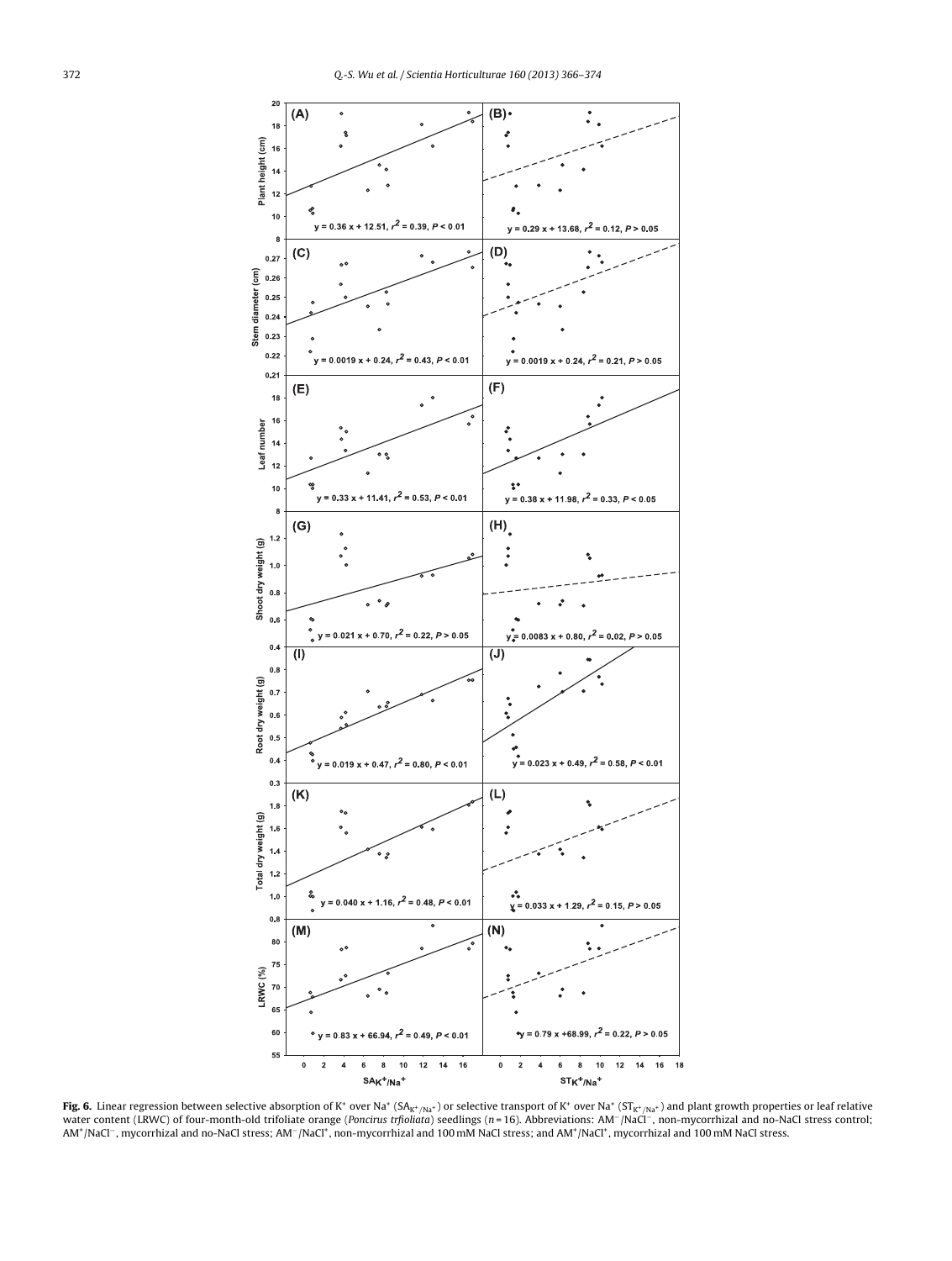**Fig. 6.** Linear regression between selective absorption of $K^+$ over $Na^+$ ($SA_{K^+/Na^+}$) or selective transport of $K^+$ over $Na^+$ ($ST_{K^+/Na^+}$) and plant growth properties or leaf relative water content (LRWC) of four-month-old trifoliate orange (*Poncirus trfioliata*) seedlings ($n = 16$). Abbreviations: $AM^-/NaCl^-$, non-mycorrhizal and no-NaCl stress control; $AM^+/NaCl^-$, mycorrhizal and no-NaCl stress; $AM^-/NaCl^+$, non-mycorrhizal and 100 mM NaCl stress; and $AM^+/NaCl^+$, mycorrhizal and 100 mM NaCl stress.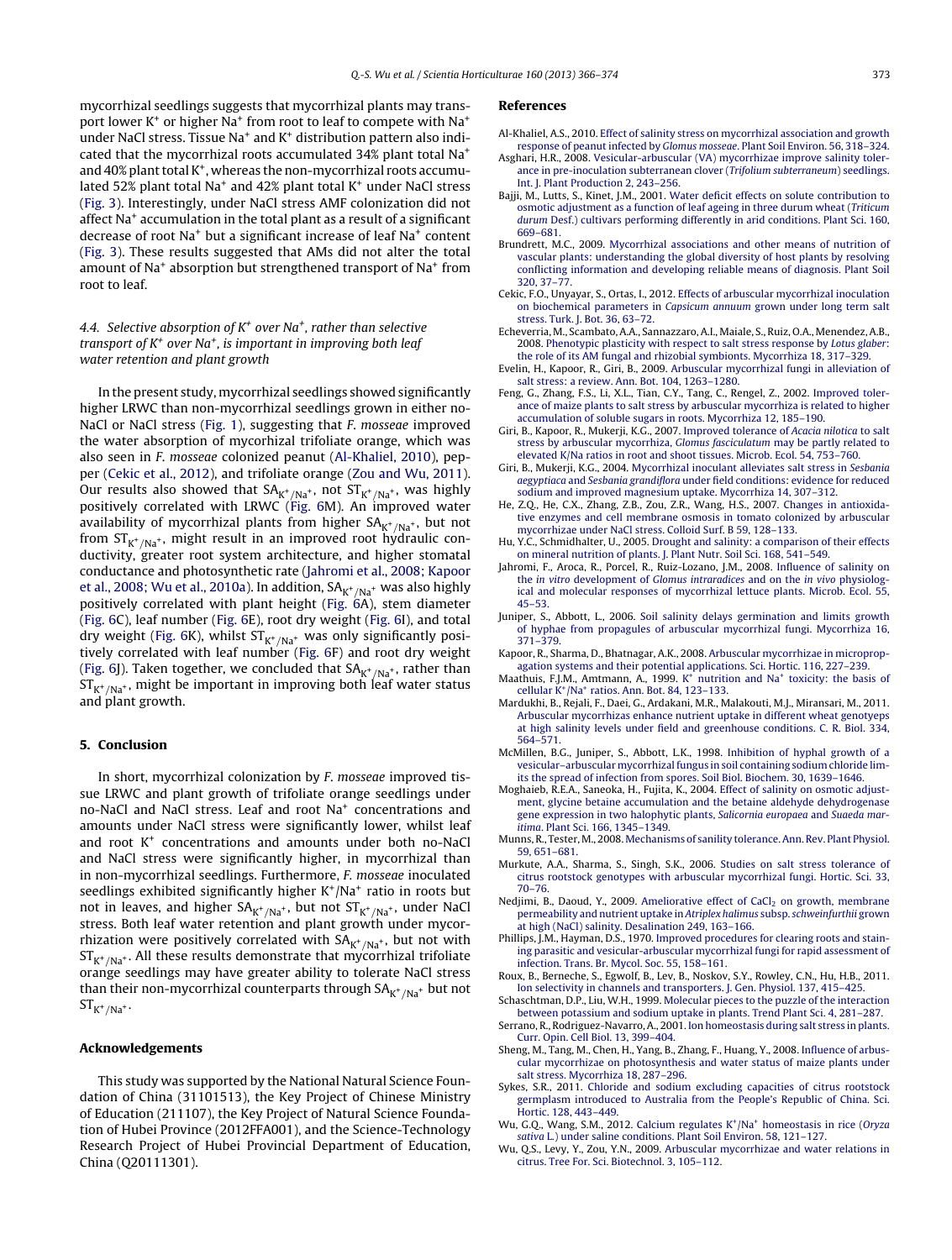mycorrhizal seedlings suggests that mycorrhizal plants may transport lower $K^+$ or higher $Na^+$ from root to leaf to compete with $Na^+$ under NaCl stress. Tissue $Na^+$ and $K^+$ distribution pattern also indicated that the mycorrhizal roots accumulated 34% plant total $Na^+$ and 40% plant total $K^+$, whereas the non-mycorrhizal roots accumulated 52% plant total $Na^+$ and 42% plant total $K^+$ under NaCl stress (Fig. 3). Interestingly, under NaCl stress AMF colonization did not affect $Na^+$ accumulation in the total plant as a result of a significant decrease of root $Na^+$ but a significant increase of leaf $Na^+$ content (Fig. 3). These results suggested that AMs did not alter the total amount of $Na^+$ absorption but strengthened transport of $Na^+$ from root to leaf.

### 4.4. Selective absorption of $K^+$ over $Na^+$, rather than selective transport of $K^+$ over $Na^+$, is important in improving both leaf water retention and plant growth

In the present study, mycorrhizal seedlings showed significantly higher LRWC than non-mycorrhizal seedlings grown in either no-NaCl or NaCl stress (Fig. 1), suggesting that *F. mosseae* improved the water absorption of mycorhizal trifoliate orange, which was also seen in *F. mosseae* colonized peanut (Al-Khaliel, 2010), pepper (Cekic et al., 2012), and trifoliate orange (Zou and Wu, 2011). Our results also showed that $SA_{K^+/Na^+}$, not $ST_{K^+/Na^+}$, was highly positively correlated with LRWC (Fig. 6M). An improved water availability of mycorrhizal plants from higher $SA_{K^+/Na^+}$, but not from $ST_{K^+/Na^+}$, might result in an improved root hydraulic conductivity, greater root system architecture, and higher stomatal conductance and photosynthetic rate (Jahromi et al., 2008; Kapoor et al., 2008; Wu et al., 2010a). In addition, $SA_{K^+/Na^+}$ was also highly positively correlated with plant height (Fig. 6A), stem diameter (Fig. 6C), leaf number (Fig. 6E), root dry weight (Fig. 6I), and total dry weight (Fig. 6K), whilst $ST_{K^+/Na^+}$ was only significantly positively correlated with leaf number (Fig. 6F) and root dry weight (Fig. 6J). Taken together, we concluded that $SA_{K^+/Na^+}$, rather than $ST_{K^+/Na^+}$, might be important in improving both leaf water status and plant growth.

## 5. Conclusion

In short, mycorrhizal colonization by *F. mosseae* improved tissue LRWC and plant growth of trifoliate orange seedlings under no-NaCl and NaCl stress. Leaf and root $Na^+$ concentrations and amounts under NaCl stress were significantly lower, whilst leaf and root $K^+$ concentrations and amounts under both no-NaCl and NaCl stress were significantly higher, in mycorrhizal than in non-mycorrhizal seedlings. Furthermore, *F. mosseae* inoculated seedlings exhibited significantly higher $K^+/Na^+$ ratio in roots but not in leaves, and higher $SA_{K^+/Na^+}$, but not $ST_{K^+/Na^+}$, under NaCl stress. Both leaf water retention and plant growth under mycorrhization were positively correlated with $SA_{K^+/Na^+}$, but not with $ST_{K^+/Na^+}$. All these results demonstrate that mycorrhizal trifoliate orange seedlings may have greater ability to tolerate NaCl stress than their non-mycorrhizal counterparts through $SA_{K^+/Na^+}$ but not $ST_{K^+/Na^+}$.

## Acknowledgements

This study was supported by the National Natural Science Foundation of China (31101513), the Key Project of Chinese Ministry of Education (211107), the Key Project of Natural Science Foundation of Hubei Province (2012FFA001), and the Science-Technology Research Project of Hubei Provincial Department of Education, China (Q20111301).

## References

Al-Khaliel, A.S., 2010. Effect of salinity stress on mycorrhizal association and growth response of peanut infected by *Glomus mosseae*. Plant Soil Environ. 56, 318–324.

Asghari, H.R., 2008. Vesicular-arbuscular (VA) mycorrhizae improve salinity tolerance in pre-inoculation subterranean clover (*Trifolium subterraneum*) seedlings. Int. J. Plant Production 2, 243–256.

Bajji, M., Lutts, S., Kinet, J.M., 2001. Water deficit effects on solute contribution to osmotic adjustment as a function of leaf ageing in three durum wheat (*Triticum durum* Desf.) cultivars performing differently in arid conditions. Plant Sci. 160, 669–681.

Brundrett, M.C., 2009. Mycorrhizal associations and other means of nutrition of vascular plants: understanding the global diversity of host plants by resolving conflicting information and developing reliable means of diagnosis. Plant Soil 320, 37–77.

Cekic, F.O., Unyayar, S., Ortas, I., 2012. Effects of arbuscular mycorrhizal inoculation on biochemical parameters in *Capsicum annuum* grown under long term salt stress. Turk. J. Bot. 36, 63–72.

Echeverria, M., Scambato, A.A., Sannazzaro, A.I., Maiale, S., Ruiz, O.A., Menendez, A.B., 2008. Phenotypic plasticity with respect to salt stress response by *Lotus glaber*: the role of its AM fungal and rhizobial symbionts. Mycorrhiza 18, 317–329.

Evelin, H., Kapoor, R., Giri, B., 2009. Arbuscular mycorrhizal fungi in alleviation of salt stress: a review. Ann. Bot. 104, 1263–1280.

Feng, G., Zhang, F.S., Li, X.L., Tian, C.Y., Tang, C., Rengel, Z., 2002. Improved tolerance of maize plants to salt stress by arbuscular mycorrhiza is related to higher accumulation of soluble sugars in roots. Mycorrhiza 12, 185–190.

Giri, B., Kapoor, R., Mukerji, K.G., 2007. Improved tolerance of *Acacia nilotica* to salt stress by arbuscular mycorrhiza, *Glomus fasciculatum* may be partly related to elevated K/Na ratios in root and shoot tissues. Microb. Ecol. 54, 753–760.

Giri, B., Mukerji, K.G., 2004. Mycorrhizal inoculant alleviates salt stress in *Sesbania aegyptiaca* and *Sesbania grandiflora* under field conditions: evidence for reduced sodium and improved magnesium uptake. Mycorrhiza 14, 307–312.

He, Z.Q., He, C.X., Zhang, Z.B., Zou, Z.R., Wang, H.S., 2007. Changes in antioxidative enzymes and cell membrane osmosis in tomato colonized by arbuscular mycorrhizae under NaCl stress. Colloid Surf. B 59, 128–133.

Hu, Y.C., Schmidhalter, U., 2005. Drought and salinity: a comparison of their effects on mineral nutrition of plants. J. Plant Nutr. Soil Sci. 168, 541–549.

Jahromi, F., Aroca, R., Porcel, R., Ruiz-Lozano, J.M., 2008. Influence of salinity on the *in vitro* development of *Glomus intraradices* and on the *in vivo* physiological and molecular responses of mycorrhizal lettuce plants. Microb. Ecol. 55, 45–53.

Juniper, S., Abbott, L., 2006. Soil salinity delays germination and limits growth of hyphae from propagules of arbuscular mycorrhizal fungi. Mycorrhiza 16, 371–379.

Kapoor, R., Sharma, D., Bhatnagar, A.K., 2008. Arbuscular mycorrhizae in micropropagation systems and their potential applications. Sci. Hortic. 116, 227–239.

Maathuis, F.J.M., Amtmann, A., 1999. $K^+$ nutrition and $Na^+$ toxicity: the basis of cellular $K^+/Na^+$ ratios. Ann. Bot. 84, 123–133.

Mardukhi, B., Rejali, F., Daei, G., Ardakani, M.R., Malakouti, M.J., Miransari, M., 2011. Arbuscular mycorrhizas enhance nutrient uptake in different wheat genotypes at high salinity levels under field and greenhouse conditions. C. R. Biol. 334, 564–571.

McMillen, B.G., Juniper, S., Abbott, L.K., 1998. Inhibition of hyphal growth of a vesicular–arbuscular mycorrhizal fungus in soil containing sodium chloride limits the spread of infection from spores. Soil Biol. Biochem. 30, 1639–1646.

Moghaieb, R.E.A., Saneoka, H., Fujita, K., 2004. Effect of salinity on osmotic adjustment, glycine betaine accumulation and the betaine aldehyde dehydrogenase gene expression in two halophytic plants, *Salicornia europaea* and *Suaeda maritima*. Plant Sci. 166, 1345–1349.

Munns, R., Tester, M., 2008. Mechanisms of sanility tolerance. Ann. Rev. Plant Physiol. 59, 651–681.

Murkute, A.A., Sharma, S., Singh, S.K., 2006. Studies on salt stress tolerance of citrus rootstock genotypes with arbuscular mycorrhizal fungi. Hortic. Sci. 33, 70–76.

Nedjimi, B., Daoud, Y., 2009. Ameliorative effect of $CaCl_2$ on growth, membrane permeability and nutrient uptake in *Atriplex halimus* subsp. *schweinfurthii* grown at high (NaCl) salinity. Desalination 249, 163–166.

Phillips, J.M., Hayman, D.S., 1970. Improved procedures for clearing roots and staining parasitic and vesicular-arbuscular mycorrhizal fungi for rapid assessment of infection. Trans. Br. Mycol. Soc. 55, 158–161.

Roux, B., Berneche, S., Egwolf, B., Lev, B., Noskov, S.Y., Rowley, C.N., Hu, H.B., 2011. Ion selectivity in channels and transporters. J. Gen. Physiol. 137, 415–425.

Schachtman, D.P., Liu, W.H., 1999. Molecular pieces to the puzzle of the interaction between potassium and sodium uptake in plants. Trend Plant Sci. 4, 281–287.

Serrano, R., Rodriguez-Navarro, A., 2001. Ion homeostasis during salt stress in plants. Curr. Opin. Cell Biol. 13, 399–404.

Sheng, M., Tang, M., Chen, H., Yang, B., Zhang, F., Huang, Y., 2008. Influence of arbuscular mycorrhizae on photosynthesis and water status of maize plants under salt stress. Mycorrhiza 18, 287–296.

Sykes, S.R., 2011. Chloride and sodium excluding capacities of citrus rootstock germplasm introduced to Australia from the People's Republic of China. Sci. Hortic. 128, 443–449.

Wu, G.Q., Wang, S.M., 2012. Calcium regulates $K^+/Na^+$ homeostasis in rice (*Oryza sativa* L.) under saline conditions. Plant Soil Environ. 58, 121–127.

Wu, Q.S., Levy, Y., Zou, Y.N., 2009. Arbuscular mycorrhizae and water relations in citrus. Tree For. Sci. Biotechnol. 3, 105–112.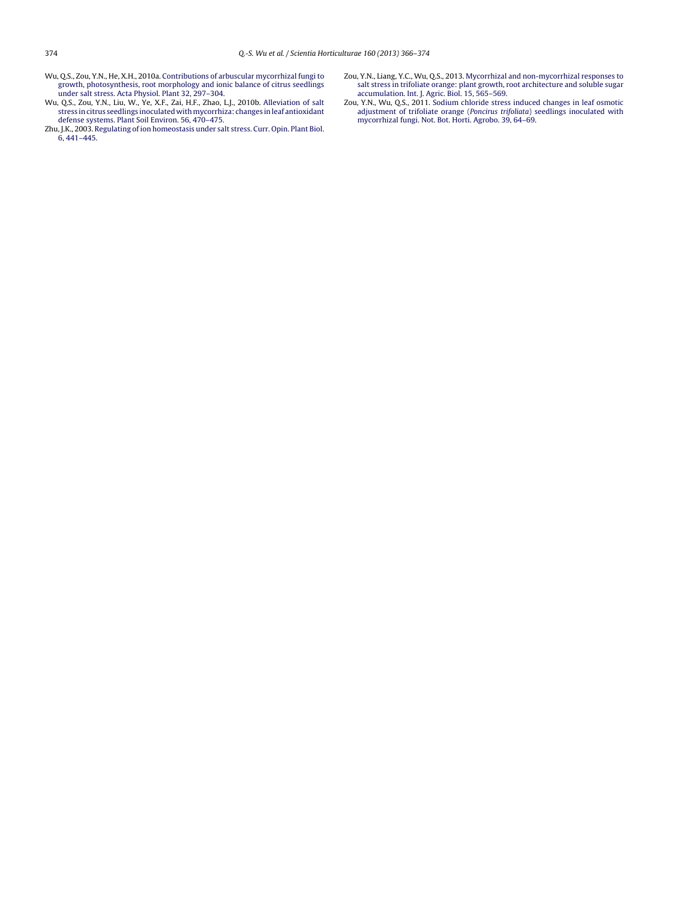Wu, Q.S., Zou, Y.N., He, X.H., 2010a. Contributions of arbuscular mycorrhizal fungi to growth, photosynthesis, root morphology and ionic balance of citrus seedlings under salt stress. Acta Physiol. Plant 32, 297–304.

Wu, Q.S., Zou, Y.N., Liu, W., Ye, X.F., Zai, H.F., Zhao, L.J., 2010b. Alleviation of salt stress in citrus seedlings inoculated with mycorrhiza: changes in leaf antioxidant defense systems. Plant Soil Environ. 56, 470–475.

Zhu, J.K., 2003. Regulating of ion homeostasis under salt stress. Curr. Opin. Plant Biol. 6, 441–445.

Zou, Y.N., Liang, Y.C., Wu, Q.S., 2013. Mycorrhizal and non-mycorrhizal responses to salt stress in trifoliate orange: plant growth, root architecture and soluble sugar accumulation. Int. J. Agric. Biol. 15, 565–569.

Zou, Y.N., Wu, Q.S., 2011. Sodium chloride stress induced changes in leaf osmotic adjustment of trifoliate orange (*Poncirus trifoliata*) seedlings inoculated with mycorrhizal fungi. Not. Bot. Horti. Agrobo. 39, 64–69.